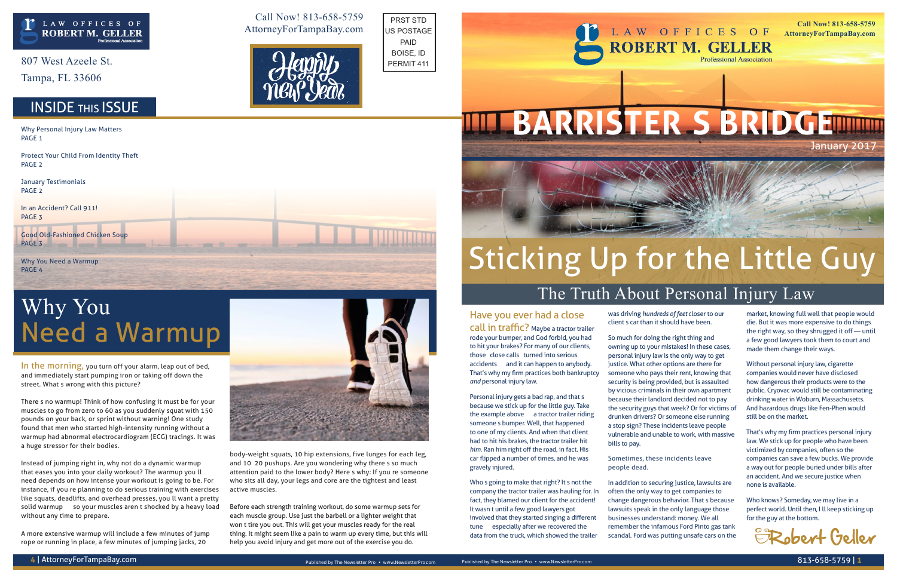# LAW OFFICES OF ROBERT M. GELLER
Professional Association

807 West Azeele St.
Tampa, FL 33606

Call Now! 813-658-5759
AttorneyForTampaBay.com

Happy New Year

PRST STD
US POSTAGE
PAID
BOISE, ID
PERMIT 411

## INSIDE THIS ISSUE

Why Personal Injury Law Matters
PAGE 1

Protect Your Child From Identity Theft
PAGE 2

January Testimonials
PAGE 2

In an Accident? Call 911!
PAGE 3

Good Old-Fashioned Chicken Soup
PAGE 3

Why You Need a Warmup
PAGE 4

# Why You Need a Warmup

In the morning, you turn off your alarm, leap out of bed, and immediately start pumping iron or taking off down the street. What s wrong with this picture?

There s no warmup! Think of how confusing it must be for your muscles to go from zero to 60 as you suddenly squat with 150 pounds on your back, or sprint without warning! One study found that men who started high-intensity running without a warmup had abnormal electrocardiogram (ECG) tracings. It was a huge stressor for their bodies.

Instead of jumping right in, why not do a dynamic warmup that eases you into your daily workout? The warmup you ll need depends on how intense your workout is going to be. For instance, if you re planning to do serious training with exercises like squats, deadlifts, and overhead presses, you ll want a pretty solid warmup so your muscles aren t shocked by a heavy load without any time to prepare.

A more extensive warmup will include a few minutes of jump rope or running in place, a few minutes of jumping jacks, 20 body-weight squats, 10 hip extensions, five lunges for each leg, and 10 20 pushups. Are you wondering why there s so much attention paid to the lower body? Here s why: If you re someone who sits all day, your legs and core are the tightest and least active muscles.

Before each strength training workout, do some warmup sets for each muscle group. Use just the barbell or a lighter weight that won t tire you out. This will get your muscles ready for the real thing. It might seem like a pain to warm up every time, but this will help you avoid injury and get more out of the exercise you do.

---

Call Now! 813-658-5759
AttorneyForTampaBay.com

# BARRISTER S BRIDGE
January 2017

# Sticking Up for the Little Guy
## The Truth About Personal Injury Law

Have you ever had a close call in traffic? Maybe a tractor trailer rode your bumper, and God forbid, you had to hit your brakes? For many of our clients, those close calls turned into serious accidents and it can happen to anybody. That's why my firm practices both bankruptcy *and* personal injury law.

Personal injury gets a bad rap, and that s because we stick up for the little guy. Take the example above a tractor trailer riding someone s bumper. Well, that happened to one of my clients. And when that client had to hit his brakes, the tractor trailer hit *him.* Ran him right off the road, in fact. His car flipped a number of times, and he was gravely injured.

Who s going to make that right? It s not the company the tractor trailer was hauling for. In fact, they blamed our client for the accident! It wasn t until a few good lawyers got involved that they started singing a different tune especially after we recovered the data from the truck, which showed the trailer was driving *hundreds of feet* closer to our client s car than it should have been.

So much for doing the right thing and owning up to your mistakes! In these cases, personal injury law is the only way to get justice. What other options are there for someone who pays their rent, knowing that security is being provided, but is assaulted by vicious criminals in their own apartment because their landlord decided not to pay the security guys that week? Or for victims of drunken drivers? Or someone else running a stop sign? These incidents leave people vulnerable and unable to work, with massive bills to pay.

Sometimes, these incidents leave people dead.

In addition to securing justice, lawsuits are often the only way to get companies to change dangerous behavior. That s because lawsuits speak in the only language those businesses understand: money. We all remember the infamous Ford Pinto gas tank scandal. Ford was putting unsafe cars on the market, knowing full well that people would die. But it was more expensive to do things the right way, so they shrugged it off — until a few good lawyers took them to court and made them change their ways.

Without personal injury law, cigarette companies would never have disclosed how dangerous their products were to the public. Cryovac would still be contaminating drinking water in Woburn, Massachusetts. And hazardous drugs like Fen-Phen would still be on the market.

That's why my firm practices personal injury law. We stick up for people who have been victimized by companies, often so the companies can save a few bucks. We provide a way out for people buried under bills after an accident. And we secure justice when none is available.

Who knows? Someday, we may live in a perfect world. Until then, I ll keep sticking up for the guy at the bottom.

Robert Geller

Published by The Newsletter Pro • www.NewsletterPro.com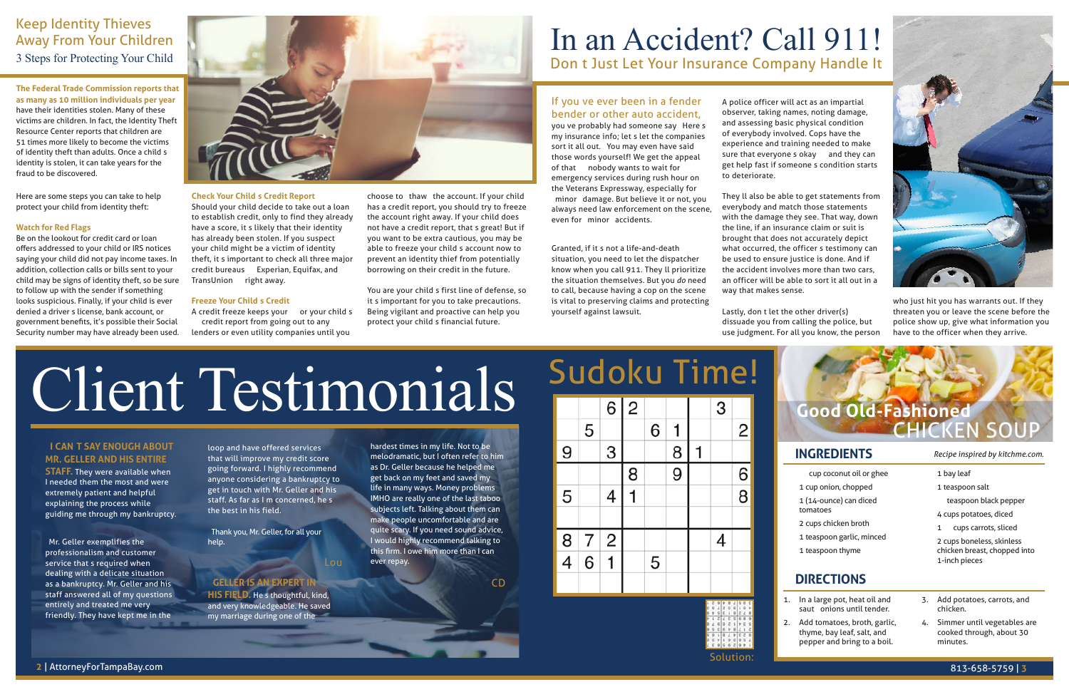## Keep Identity Thieves Away From Your Children

### 3 Steps for Protecting Your Child

**The Federal Trade Commission reports that as many as 10 million individuals per year** have their identities stolen. Many of these victims are children. In fact, the Identity Theft Resource Center reports that children are 51 times more likely to become the victims of identity theft than adults. Once a child s identity is stolen, it can take years for the fraud to be discovered.

Here are some steps you can take to help protect your child from identity theft:

**Watch for Red Flags**

Be on the lookout for credit card or loan offers addressed to your child or IRS notices saying your child did not pay income taxes. In addition, collection calls or bills sent to your child may be signs of identity theft, so be sure to follow up with the sender if something looks suspicious. Finally, if your child is ever denied a driver s license, bank account, or government benefits, it's possible their Social Security number may have already been used.

**Check Your Child s Credit Report**

Should your child decide to take out a loan to establish credit, only to find they already have a score, it s likely that their identity has already been stolen. If you suspect your child might be a victim of identity theft, it s important to check all three major credit bureaus Experian, Equifax, and TransUnion right away.

**Freeze Your Child s Credit**

A credit freeze keeps your or your child s credit report from going out to any lenders or even utility companies until you choose to thaw the account. If your child has a credit report, you should try to freeze the account right away. If your child does not have a credit report, but you want to be extra cautious, you may be able to freeze your child s account now to prevent an identity thief from potentially borrowing on their credit in the future.

You are your child s first line of defense, so it s important for you to take precautions. Being vigilant and proactive can help you protect your child s financial future.

## In an Accident? Call 911!

### Don t Just Let Your Insurance Company Handle It

**If you ve ever been in a fender bender or other auto accident,** you ve probably had someone say Here s my insurance info; let s let the companies sort it all out. You may even have said those words yourself! We get the appeal of that nobody wants to wait for emergency services during rush hour on the Veterans Expressway, especially for minor damage. But believe it or not, you always need law enforcement on the scene, even for minor accidents.

Granted, if it s not a life-and-death situation, you need to let the dispatcher know when you call 911. They ll prioritize the situation themselves. But you *do* need to call, because having a cop on the scene is vital to preserving claims and protecting yourself against lawsuit.

A police officer will act as an impartial observer, taking names, noting damage, and assessing basic physical condition of everybody involved. Cops have the experience and training needed to make sure that everyone s okay and they can get help fast if someone s condition starts to deteriorate.

They ll also be able to get statements from everybody and match those statements with the damage they see. That way, down the line, if an insurance claim or suit is brought that does not accurately depict what occurred, the officer s testimony can be used to ensure justice is done. And if the accident involves more than two cars, an officer will be able to sort it all out in a way that makes sense.

Lastly, don t let the other driver(s) dissuade you from calling the police, but use judgment. For all you know, the person who just hit you has warrants out. If they threaten you or leave the scene before the police show up, give what information you have to the officer when they arrive.

# Client Testimonials

**I CAN T SAY ENOUGH ABOUT MR. GELLER AND HIS ENTIRE STAFF.** They were available when I needed them the most and were extremely patient and helpful explaining the process while guiding me through my bankruptcy.

Mr. Geller exemplifies the professionalism and customer service that s required when dealing with a delicate situation as a bankruptcy. Mr. Geller and his staff answered all of my questions entirely and treated me very friendly. They have kept me in the loop and have offered services that will improve my credit score going forward. I highly recommend anyone considering a bankruptcy to get in touch with Mr. Geller and his staff. As far as I m concerned, he s the best in his field.

Thank you, Mr. Geller, for all your help.

Lou

**GELLER IS AN EXPERT IN HIS FIELD.** He s thoughtful, kind, and very knowledgeable. He saved my marriage during one of the hardest times in my life. Not to be melodramatic, but I often refer to him as Dr. Geller because he helped me get back on my feet and saved my life in many ways. Money problems IMHO are really one of the last taboo subjects left. Talking about them can make people uncomfortable and are quite scary. If you need sound advice, I would highly recommend talking to this firm. I owe him more than I can ever repay.

CD

# Sudoku Time!

| | | | | | | | | |
|---|---|---|---|---|---|---|---|---|
| | | 6 | 2 | | | | 3 | |
| | 5 | | | 6 | 1 | | | 2 |
| 9 | | 3 | | | 8 | 1 | | |
| | | | 8 | | 9 | | | 6 |
| 5 | | 4 | 1 | | | | | 8 |
| | | | | | | | | |
| 8 | 7 | 2 | | | | | 4 | |
| 4 | 6 | 1 | | 5 | | | | |
| | | | | | | | | |

Solution:

## Good Old-Fashioned CHICKEN SOUP

### INGREDIENTS

*Recipe inspired by kitchme.com.*

- cup coconut oil or ghee
- 1 cup onion, chopped
- 1 (14-ounce) can diced tomatoes
- 2 cups chicken broth
- 1 teaspoon garlic, minced
- 1 teaspoon thyme
- 1 bay leaf
- 1 teaspoon salt
- teaspoon black pepper
- 4 cups potatoes, diced
- 1 cups carrots, sliced
- 2 cups boneless, skinless chicken breast, chopped into 1-inch pieces

### DIRECTIONS

1. In a large pot, heat oil and saut onions until tender.
2. Add tomatoes, broth, garlic, thyme, bay leaf, salt, and pepper and bring to a boil.
3. Add potatoes, carrots, and chicken.
4. Simmer until vegetables are cooked through, about 30 minutes.